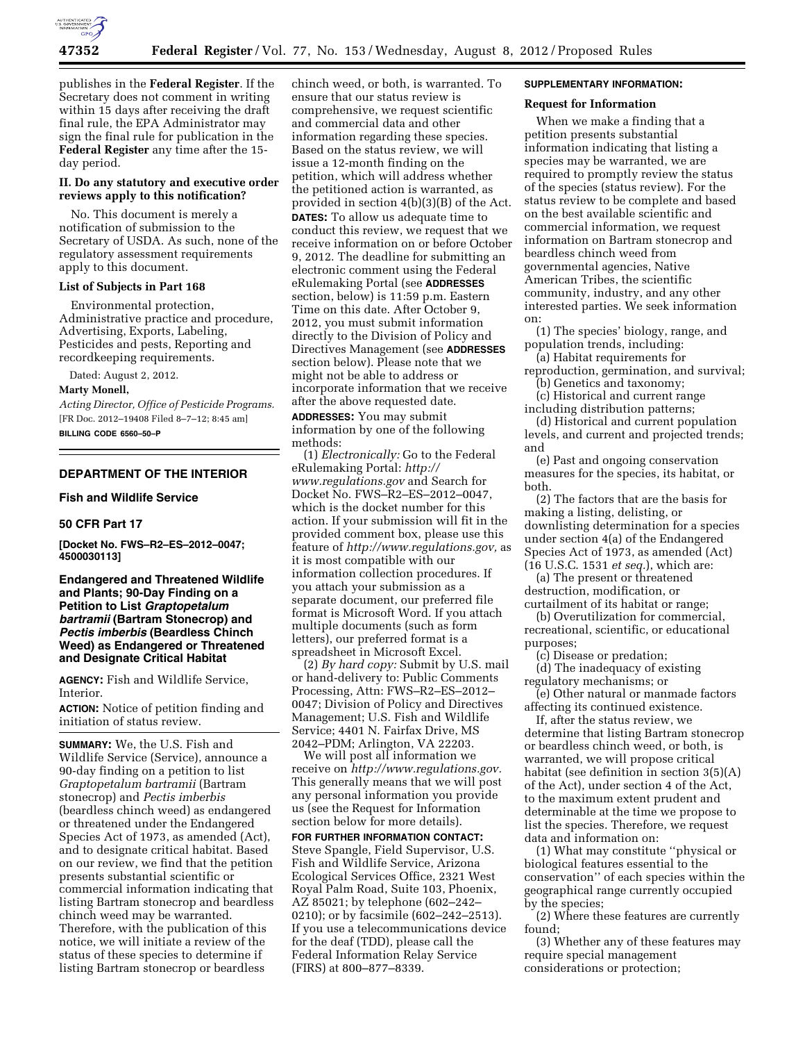publishes in the **Federal Register**. If the Secretary does not comment in writing within 15 days after receiving the draft final rule, the EPA Administrator may sign the final rule for publication in the **Federal Register** any time after the 15-day period.

### II. Do any statutory and executive order reviews apply to this notification?

No. This document is merely a notification of submission to the Secretary of USDA. As such, none of the regulatory assessment requirements apply to this document.

### List of Subjects in Part 168

Environmental protection, Administrative practice and procedure, Advertising, Exports, Labeling, Pesticides and pests, Reporting and recordkeeping requirements.

Dated: August 2, 2012.

**Marty Monell,**

*Acting Director, Office of Pesticide Programs.*

[FR Doc. 2012–19408 Filed 8–7–12; 8:45 am]

**BILLING CODE 6560–50–P**

---

## DEPARTMENT OF THE INTERIOR

### Fish and Wildlife Service

### 50 CFR Part 17

**[Docket No. FWS–R2–ES–2012–0047; 4500030113]**

## Endangered and Threatened Wildlife and Plants; 90-Day Finding on a Petition to List *Graptopetalum bartramii* (Bartram Stonecrop) and *Pectis imberbis* (Beardless Chinch Weed) as Endangered or Threatened and Designate Critical Habitat

**AGENCY:** Fish and Wildlife Service, Interior.

**ACTION:** Notice of petition finding and initiation of status review.

**SUMMARY:** We, the U.S. Fish and Wildlife Service (Service), announce a 90-day finding on a petition to list *Graptopetalum bartramii* (Bartram stonecrop) and *Pectis imberbis* (beardless chinch weed) as endangered or threatened under the Endangered Species Act of 1973, as amended (Act), and to designate critical habitat. Based on our review, we find that the petition presents substantial scientific or commercial information indicating that listing Bartram stonecrop and beardless chinch weed may be warranted. Therefore, with the publication of this notice, we will initiate a review of the status of these species to determine if listing Bartram stonecrop or beardless chinch weed, or both, is warranted. To ensure that our status review is comprehensive, we request scientific and commercial data and other information regarding these species. Based on the status review, we will issue a 12-month finding on the petition, which will address whether the petitioned action is warranted, as provided in section 4(b)(3)(B) of the Act.

**DATES:** To allow us adequate time to conduct this review, we request that we receive information on or before October 9, 2012. The deadline for submitting an electronic comment using the Federal eRulemaking Portal (see **ADDRESSES** section, below) is 11:59 p.m. Eastern Time on this date. After October 9, 2012, you must submit information directly to the Division of Policy and Directives Management (see **ADDRESSES** section below). Please note that we might not be able to address or incorporate information that we receive after the above requested date.

**ADDRESSES:** You may submit information by one of the following methods:

(1) *Electronically:* Go to the Federal eRulemaking Portal: *http://www.regulations.gov* and Search for Docket No. FWS–R2–ES–2012–0047, which is the docket number for this action. If your submission will fit in the provided comment box, please use this feature of *http://www.regulations.gov*, as it is most compatible with our information collection procedures. If you attach your submission as a separate document, our preferred file format is Microsoft Word. If you attach multiple documents (such as form letters), our preferred format is a spreadsheet in Microsoft Excel.

(2) *By hard copy:* Submit by U.S. mail or hand-delivery to: Public Comments Processing, Attn: FWS–R2–ES–2012–0047; Division of Policy and Directives Management; U.S. Fish and Wildlife Service; 4401 N. Fairfax Drive, MS 2042–PDM; Arlington, VA 22203.

We will post all information we receive on *http://www.regulations.gov*. This generally means that we will post any personal information you provide us (see the Request for Information section below for more details).

**FOR FURTHER INFORMATION CONTACT:** Steve Spangle, Field Supervisor, U.S. Fish and Wildlife Service, Arizona Ecological Services Office, 2321 West Royal Palm Road, Suite 103, Phoenix, AZ 85021; by telephone (602–242–0210); or by facsimile (602–242–2513). If you use a telecommunications device for the deaf (TDD), please call the Federal Information Relay Service (FIRS) at 800–877–8339.

**SUPPLEMENTARY INFORMATION:**

### Request for Information

When we make a finding that a petition presents substantial information indicating that listing a species may be warranted, we are required to promptly review the status of the species (status review). For the status review to be complete and based on the best available scientific and commercial information, we request information on Bartram stonecrop and beardless chinch weed from governmental agencies, Native American Tribes, the scientific community, industry, and any other interested parties. We seek information on:

(1) The species' biology, range, and population trends, including:

(a) Habitat requirements for reproduction, germination, and survival;

(b) Genetics and taxonomy;

(c) Historical and current range including distribution patterns;

(d) Historical and current population levels, and current and projected trends; and

(e) Past and ongoing conservation measures for the species, its habitat, or both.

(2) The factors that are the basis for making a listing, delisting, or downlisting determination for a species under section 4(a) of the Endangered Species Act of 1973, as amended (Act) (16 U.S.C. 1531 *et seq.*), which are:

(a) The present or threatened destruction, modification, or curtailment of its habitat or range;

(b) Overutilization for commercial, recreational, scientific, or educational purposes;

(c) Disease or predation;

(d) The inadequacy of existing regulatory mechanisms; or

(e) Other natural or manmade factors affecting its continued existence.

If, after the status review, we determine that listing Bartram stonecrop or beardless chinch weed, or both, is warranted, we will propose critical habitat (see definition in section 3(5)(A) of the Act), under section 4 of the Act, to the maximum extent prudent and determinable at the time we propose to list the species. Therefore, we request data and information on:

(1) What may constitute "physical or biological features essential to the conservation" of each species within the geographical range currently occupied by the species;

(2) Where these features are currently found;

(3) Whether any of these features may require special management considerations or protection;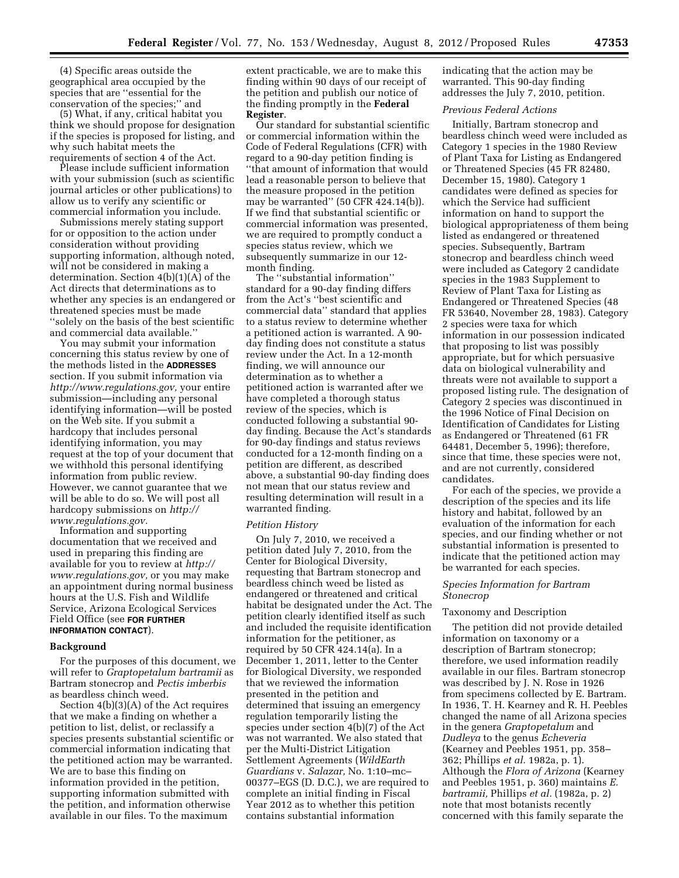(4) Specific areas outside the geographical area occupied by the species that are "essential for the conservation of the species;" and

(5) What, if any, critical habitat you think we should propose for designation if the species is proposed for listing, and why such habitat meets the requirements of section 4 of the Act.

Please include sufficient information with your submission (such as scientific journal articles or other publications) to allow us to verify any scientific or commercial information you include.

Submissions merely stating support for or opposition to the action under consideration without providing supporting information, although noted, will not be considered in making a determination. Section 4(b)(1)(A) of the Act directs that determinations as to whether any species is an endangered or threatened species must be made "solely on the basis of the best scientific and commercial data available."

You may submit your information concerning this status review by one of the methods listed in the **ADDRESSES** section. If you submit information via *http://www.regulations.gov,* your entire submission—including any personal identifying information—will be posted on the Web site. If you submit a hardcopy that includes personal identifying information, you may request at the top of your document that we withhold this personal identifying information from public review. However, we cannot guarantee that we will be able to do so. We will post all hardcopy submissions on *http://www.regulations.gov.*

Information and supporting documentation that we received and used in preparing this finding are available for you to review at *http://www.regulations.gov,* or you may make an appointment during normal business hours at the U.S. Fish and Wildlife Service, Arizona Ecological Services Field Office (see **FOR FURTHER INFORMATION CONTACT**).

## Background

For the purposes of this document, we will refer to *Graptopetalum bartramii* as Bartram stonecrop and *Pectis imberbis* as beardless chinch weed.

Section 4(b)(3)(A) of the Act requires that we make a finding on whether a petition to list, delist, or reclassify a species presents substantial scientific or commercial information indicating that the petitioned action may be warranted. We are to base this finding on information provided in the petition, supporting information submitted with the petition, and information otherwise available in our files. To the maximum extent practicable, we are to make this finding within 90 days of our receipt of the petition and publish our notice of the finding promptly in the **Federal Register**.

Our standard for substantial scientific or commercial information within the Code of Federal Regulations (CFR) with regard to a 90-day petition finding is "that amount of information that would lead a reasonable person to believe that the measure proposed in the petition may be warranted" (50 CFR 424.14(b)). If we find that substantial scientific or commercial information was presented, we are required to promptly conduct a species status review, which we subsequently summarize in our 12-month finding.

The "substantial information" standard for a 90-day finding differs from the Act's "best scientific and commercial data" standard that applies to a status review to determine whether a petitioned action is warranted. A 90-day finding does not constitute a status review under the Act. In a 12-month finding, we will announce our determination as to whether a petitioned action is warranted after we have completed a thorough status review of the species, which is conducted following a substantial 90-day finding. Because the Act's standards for 90-day findings and status reviews conducted for a 12-month finding on a petition are different, as described above, a substantial 90-day finding does not mean that our status review and resulting determination will result in a warranted finding.

### *Petition History*

On July 7, 2010, we received a petition dated July 7, 2010, from the Center for Biological Diversity, requesting that Bartram stonecrop and beardless chinch weed be listed as endangered or threatened and critical habitat be designated under the Act. The petition clearly identified itself as such and included the requisite identification information for the petitioner, as required by 50 CFR 424.14(a). In a December 1, 2011, letter to the Center for Biological Diversity, we responded that we reviewed the information presented in the petition and determined that issuing an emergency regulation temporarily listing the species under section 4(b)(7) of the Act was not warranted. We also stated that per the Multi-District Litigation Settlement Agreements (*WildEarth Guardians* v. *Salazar,* No. 1:10–mc–00377–EGS (D. D.C.), we are required to complete an initial finding in Fiscal Year 2012 as to whether this petition contains substantial information indicating that the action may be warranted. This 90-day finding addresses the July 7, 2010, petition.

### *Previous Federal Actions*

Initially, Bartram stonecrop and beardless chinch weed were included as Category 1 species in the 1980 Review of Plant Taxa for Listing as Endangered or Threatened Species (45 FR 82480, December 15, 1980). Category 1 candidates were defined as species for which the Service had sufficient information on hand to support the biological appropriateness of them being listed as endangered or threatened species. Subsequently, Bartram stonecrop and beardless chinch weed were included as Category 2 candidate species in the 1983 Supplement to Review of Plant Taxa for Listing as Endangered or Threatened Species (48 FR 53640, November 28, 1983). Category 2 species were taxa for which information in our possession indicated that proposing to list was possibly appropriate, but for which persuasive data on biological vulnerability and threats were not available to support a proposed listing rule. The designation of Category 2 species was discontinued in the 1996 Notice of Final Decision on Identification of Candidates for Listing as Endangered or Threatened (61 FR 64481, December 5, 1996); therefore, since that time, these species were not, and are not currently, considered candidates.

For each of the species, we provide a description of the species and its life history and habitat, followed by an evaluation of the information for each species, and our finding whether or not substantial information is presented to indicate that the petitioned action may be warranted for each species.

### *Species Information for Bartram Stonecrop*

#### Taxonomy and Description

The petition did not provide detailed information on taxonomy or a description of Bartram stonecrop; therefore, we used information readily available in our files. Bartram stonecrop was described by J. N. Rose in 1926 from specimens collected by E. Bartram. In 1936, T. H. Kearney and R. H. Peebles changed the name of all Arizona species in the genera *Graptopetalum* and *Dudleya* to the genus *Echeveria* (Kearney and Peebles 1951, pp. 358–362; Phillips *et al.* 1982a, p. 1). Although the *Flora of Arizona* (Kearney and Peebles 1951, p. 360) maintains *E. bartramii,* Phillips *et al.* (1982a, p. 2) note that most botanists recently concerned with this family separate the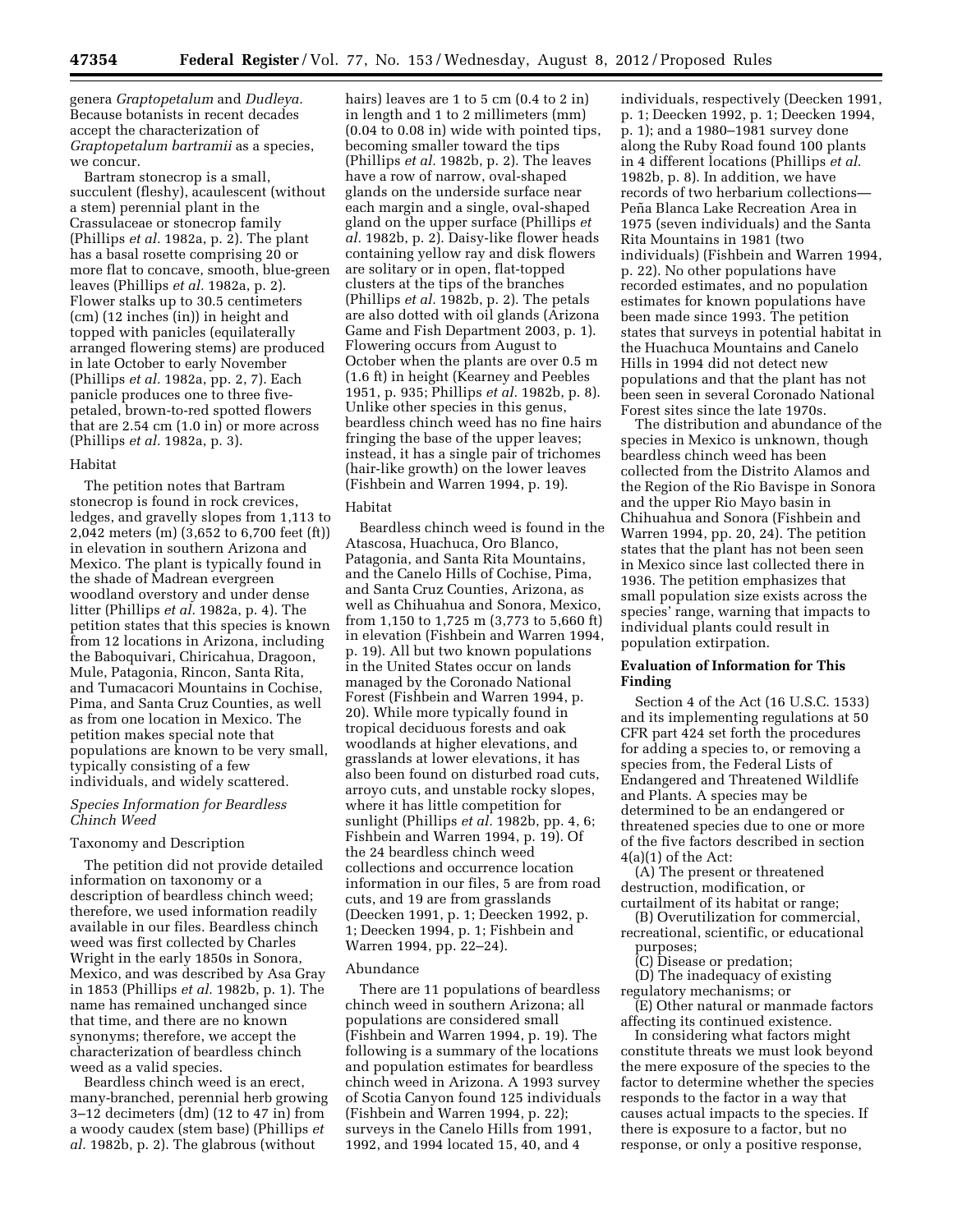genera *Graptopetalum* and *Dudleya.* Because botanists in recent decades accept the characterization of *Graptopetalum bartramii* as a species, we concur.

Bartram stonecrop is a small, succulent (fleshy), acaulescent (without a stem) perennial plant in the Crassulaceae or stonecrop family (Phillips *et al.* 1982a, p. 2). The plant has a basal rosette comprising 20 or more flat to concave, smooth, blue-green leaves (Phillips *et al.* 1982a, p. 2). Flower stalks up to 30.5 centimeters (cm) (12 inches (in)) in height and topped with panicles (equilaterally arranged flowering stems) are produced in late October to early November (Phillips *et al.* 1982a, pp. 2, 7). Each panicle produces one to three five-petaled, brown-to-red spotted flowers that are 2.54 cm (1.0 in) or more across (Phillips *et al.* 1982a, p. 3).

Habitat

The petition notes that Bartram stonecrop is found in rock crevices, ledges, and gravelly slopes from 1,113 to 2,042 meters (m) (3,652 to 6,700 feet (ft)) in elevation in southern Arizona and Mexico. The plant is typically found in the shade of Madrean evergreen woodland overstory and under dense litter (Phillips *et al.* 1982a, p. 4). The petition states that this species is known from 12 locations in Arizona, including the Baboquivari, Chiricahua, Dragoon, Mule, Patagonia, Rincon, Santa Rita, and Tumacacori Mountains in Cochise, Pima, and Santa Cruz Counties, as well as from one location in Mexico. The petition makes special note that populations are known to be very small, typically consisting of a few individuals, and widely scattered.

*Species Information for Beardless Chinch Weed*

Taxonomy and Description

The petition did not provide detailed information on taxonomy or a description of beardless chinch weed; therefore, we used information readily available in our files. Beardless chinch weed was first collected by Charles Wright in the early 1850s in Sonora, Mexico, and was described by Asa Gray in 1853 (Phillips *et al.* 1982b, p. 1). The name has remained unchanged since that time, and there are no known synonyms; therefore, we accept the characterization of beardless chinch weed as a valid species.

Beardless chinch weed is an erect, many-branched, perennial herb growing 3–12 decimeters (dm) (12 to 47 in) from a woody caudex (stem base) (Phillips *et al.* 1982b, p. 2). The glabrous (without hairs) leaves are 1 to 5 cm (0.4 to 2 in) in length and 1 to 2 millimeters (mm) (0.04 to 0.08 in) wide with pointed tips, becoming smaller toward the tips (Phillips *et al.* 1982b, p. 2). The leaves have a row of narrow, oval-shaped glands on the underside surface near each margin and a single, oval-shaped gland on the upper surface (Phillips *et al.* 1982b, p. 2). Daisy-like flower heads containing yellow ray and disk flowers are solitary or in open, flat-topped clusters at the tips of the branches (Phillips *et al.* 1982b, p. 2). The petals are also dotted with oil glands (Arizona Game and Fish Department 2003, p. 1). Flowering occurs from August to October when the plants are over 0.5 m (1.6 ft) in height (Kearney and Peebles 1951, p. 935; Phillips *et al.* 1982b, p. 8). Unlike other species in this genus, beardless chinch weed has no fine hairs fringing the base of the upper leaves; instead, it has a single pair of trichomes (hair-like growth) on the lower leaves (Fishbein and Warren 1994, p. 19).

Habitat

Beardless chinch weed is found in the Atascosa, Huachuca, Oro Blanco, Patagonia, and Santa Rita Mountains, and the Canelo Hills of Cochise, Pima, and Santa Cruz Counties, Arizona, as well as Chihuahua and Sonora, Mexico, from 1,150 to 1,725 m (3,773 to 5,660 ft) in elevation (Fishbein and Warren 1994, p. 19). All but two known populations in the United States occur on lands managed by the Coronado National Forest (Fishbein and Warren 1994, p. 20). While more typically found in tropical deciduous forests and oak woodlands at higher elevations, and grasslands at lower elevations, it has also been found on disturbed road cuts, arroyo cuts, and unstable rocky slopes, where it has little competition for sunlight (Phillips *et al.* 1982b, pp. 4, 6; Fishbein and Warren 1994, p. 19). Of the 24 beardless chinch weed collections and occurrence location information in our files, 5 are from road cuts, and 19 are from grasslands (Deecken 1991, p. 1; Deecken 1992, p. 1; Deecken 1994, p. 1; Fishbein and Warren 1994, pp. 22–24).

Abundance

There are 11 populations of beardless chinch weed in southern Arizona; all populations are considered small (Fishbein and Warren 1994, p. 19). The following is a summary of the locations and population estimates for beardless chinch weed in Arizona. A 1993 survey of Scotia Canyon found 125 individuals (Fishbein and Warren 1994, p. 22); surveys in the Canelo Hills from 1991, 1992, and 1994 located 15, 40, and 4 individuals, respectively (Deecken 1991, p. 1; Deecken 1992, p. 1; Deecken 1994, p. 1); and a 1980–1981 survey done along the Ruby Road found 100 plants in 4 different locations (Phillips *et al.* 1982b, p. 8). In addition, we have records of two herbarium collections—Peña Blanca Lake Recreation Area in 1975 (seven individuals) and the Santa Rita Mountains in 1981 (two individuals) (Fishbein and Warren 1994, p. 22). No other populations have recorded estimates, and no population estimates for known populations have been made since 1993. The petition states that surveys in potential habitat in the Huachuca Mountains and Canelo Hills in 1994 did not detect new populations and that the plant has not been seen in several Coronado National Forest sites since the late 1970s.

The distribution and abundance of the species in Mexico is unknown, though beardless chinch weed has been collected from the Distrito Alamos and the Region of the Rio Bavispe in Sonora and the upper Rio Mayo basin in Chihuahua and Sonora (Fishbein and Warren 1994, pp. 20, 24). The petition states that the plant has not been seen in Mexico since last collected there in 1936. The petition emphasizes that small population size exists across the species' range, warning that impacts to individual plants could result in population extirpation.

**Evaluation of Information for This Finding**

Section 4 of the Act (16 U.S.C. 1533) and its implementing regulations at 50 CFR part 424 set forth the procedures for adding a species to, or removing a species from, the Federal Lists of Endangered and Threatened Wildlife and Plants. A species may be determined to be an endangered or threatened species due to one or more of the five factors described in section 4(a)(1) of the Act:

(A) The present or threatened destruction, modification, or curtailment of its habitat or range;

(B) Overutilization for commercial, recreational, scientific, or educational purposes;

(C) Disease or predation;

(D) The inadequacy of existing regulatory mechanisms; or

(E) Other natural or manmade factors affecting its continued existence.

In considering what factors might constitute threats we must look beyond the mere exposure of the species to the factor to determine whether the species responds to the factor in a way that causes actual impacts to the species. If there is exposure to a factor, but no response, or only a positive response,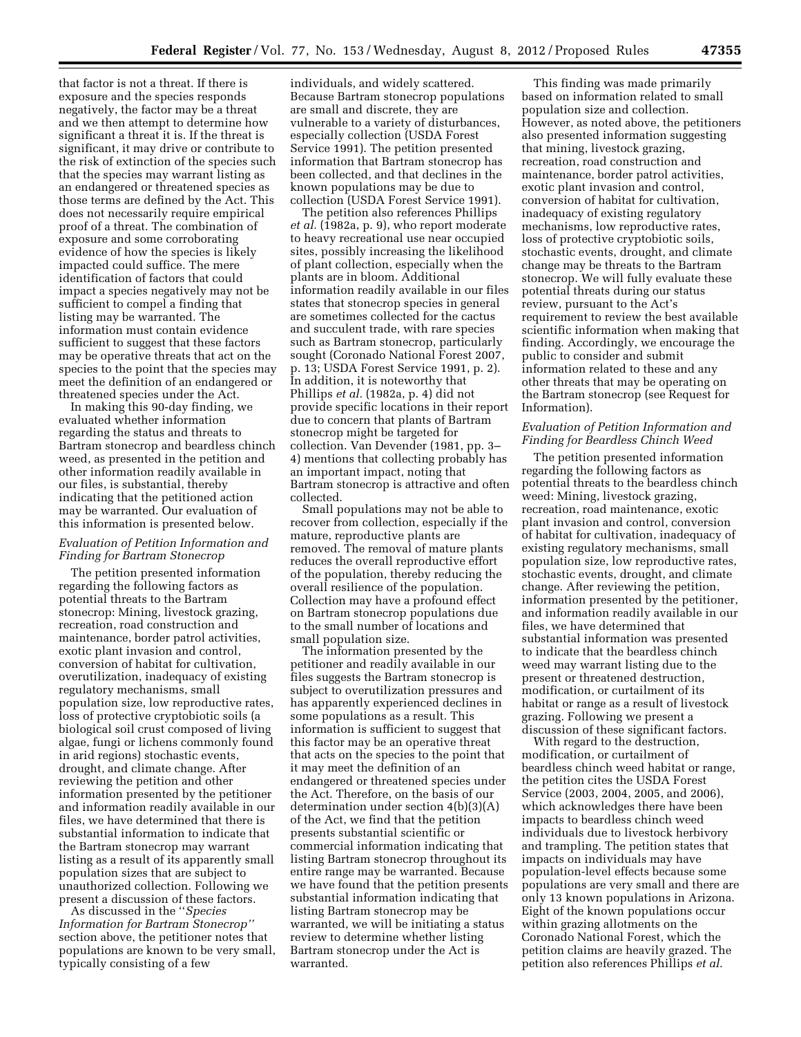that factor is not a threat. If there is exposure and the species responds negatively, the factor may be a threat and we then attempt to determine how significant a threat it is. If the threat is significant, it may drive or contribute to the risk of extinction of the species such that the species may warrant listing as an endangered or threatened species as those terms are defined by the Act. This does not necessarily require empirical proof of a threat. The combination of exposure and some corroborating evidence of how the species is likely impacted could suffice. The mere identification of factors that could impact a species negatively may not be sufficient to compel a finding that listing may be warranted. The information must contain evidence sufficient to suggest that these factors may be operative threats that act on the species to the point that the species may meet the definition of an endangered or threatened species under the Act.

In making this 90-day finding, we evaluated whether information regarding the status and threats to Bartram stonecrop and beardless chinch weed, as presented in the petition and other information readily available in our files, is substantial, thereby indicating that the petitioned action may be warranted. Our evaluation of this information is presented below.

### *Evaluation of Petition Information and Finding for Bartram Stonecrop*

The petition presented information regarding the following factors as potential threats to the Bartram stonecrop: Mining, livestock grazing, recreation, road construction and maintenance, border patrol activities, exotic plant invasion and control, conversion of habitat for cultivation, overutilization, inadequacy of existing regulatory mechanisms, small population size, low reproductive rates, loss of protective cryptobiotic soils (a biological soil crust composed of living algae, fungi or lichens commonly found in arid regions) stochastic events, drought, and climate change. After reviewing the petition and other information presented by the petitioner and information readily available in our files, we have determined that there is substantial information to indicate that the Bartram stonecrop may warrant listing as a result of its apparently small population sizes that are subject to unauthorized collection. Following we present a discussion of these factors.

As discussed in the ''*Species Information for Bartram Stonecrop''* section above, the petitioner notes that populations are known to be very small, typically consisting of a few individuals, and widely scattered. Because Bartram stonecrop populations are small and discrete, they are vulnerable to a variety of disturbances, especially collection (USDA Forest Service 1991). The petition presented information that Bartram stonecrop has been collected, and that declines in the known populations may be due to collection (USDA Forest Service 1991).

The petition also references Phillips *et al.* (1982a, p. 9), who report moderate to heavy recreational use near occupied sites, possibly increasing the likelihood of plant collection, especially when the plants are in bloom. Additional information readily available in our files states that stonecrop species in general are sometimes collected for the cactus and succulent trade, with rare species such as Bartram stonecrop, particularly sought (Coronado National Forest 2007, p. 13; USDA Forest Service 1991, p. 2). In addition, it is noteworthy that Phillips *et al.* (1982a, p. 4) did not provide specific locations in their report due to concern that plants of Bartram stonecrop might be targeted for collection. Van Devender (1981, pp. 3–4) mentions that collecting probably has an important impact, noting that Bartram stonecrop is attractive and often collected.

Small populations may not be able to recover from collection, especially if the mature, reproductive plants are removed. The removal of mature plants reduces the overall reproductive effort of the population, thereby reducing the overall resilience of the population. Collection may have a profound effect on Bartram stonecrop populations due to the small number of locations and small population size.

The information presented by the petitioner and readily available in our files suggests the Bartram stonecrop is subject to overutilization pressures and has apparently experienced declines in some populations as a result. This information is sufficient to suggest that this factor may be an operative threat that acts on the species to the point that it may meet the definition of an endangered or threatened species under the Act. Therefore, on the basis of our determination under section 4(b)(3)(A) of the Act, we find that the petition presents substantial scientific or commercial information indicating that listing Bartram stonecrop throughout its entire range may be warranted. Because we have found that the petition presents substantial information indicating that listing Bartram stonecrop may be warranted, we will be initiating a status review to determine whether listing Bartram stonecrop under the Act is warranted.

This finding was made primarily based on information related to small population size and collection. However, as noted above, the petitioners also presented information suggesting that mining, livestock grazing, recreation, road construction and maintenance, border patrol activities, exotic plant invasion and control, conversion of habitat for cultivation, inadequacy of existing regulatory mechanisms, low reproductive rates, loss of protective cryptobiotic soils, stochastic events, drought, and climate change may be threats to the Bartram stonecrop. We will fully evaluate these potential threats during our status review, pursuant to the Act's requirement to review the best available scientific information when making that finding. Accordingly, we encourage the public to consider and submit information related to these and any other threats that may be operating on the Bartram stonecrop (see Request for Information).

### *Evaluation of Petition Information and Finding for Beardless Chinch Weed*

The petition presented information regarding the following factors as potential threats to the beardless chinch weed: Mining, livestock grazing, recreation, road maintenance, exotic plant invasion and control, conversion of habitat for cultivation, inadequacy of existing regulatory mechanisms, small population size, low reproductive rates, stochastic events, drought, and climate change. After reviewing the petition, information presented by the petitioner, and information readily available in our files, we have determined that substantial information was presented to indicate that the beardless chinch weed may warrant listing due to the present or threatened destruction, modification, or curtailment of its habitat or range as a result of livestock grazing. Following we present a discussion of these significant factors.

With regard to the destruction, modification, or curtailment of beardless chinch weed habitat or range, the petition cites the USDA Forest Service (2003, 2004, 2005, and 2006), which acknowledges there have been impacts to beardless chinch weed individuals due to livestock herbivory and trampling. The petition states that impacts on individuals may have population-level effects because some populations are very small and there are only 13 known populations in Arizona. Eight of the known populations occur within grazing allotments on the Coronado National Forest, which the petition claims are heavily grazed. The petition also references Phillips *et al.*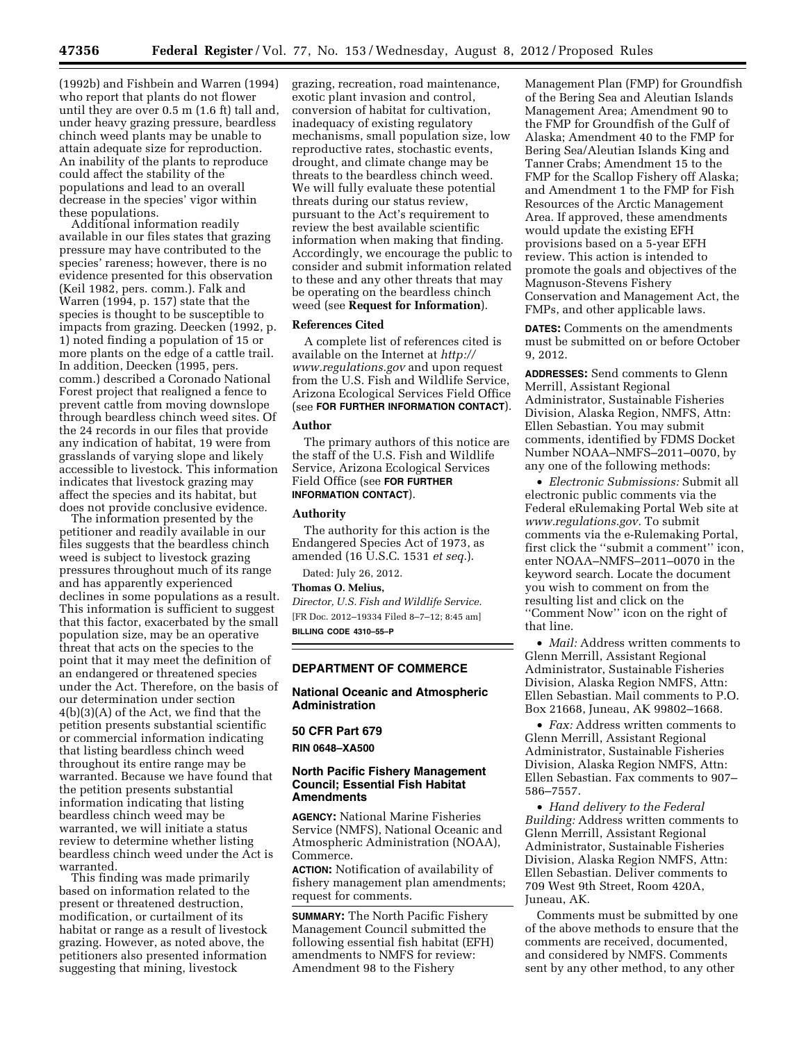(1992b) and Fishbein and Warren (1994) who report that plants do not flower until they are over 0.5 m (1.6 ft) tall and, under heavy grazing pressure, beardless chinch weed plants may be unable to attain adequate size for reproduction. An inability of the plants to reproduce could affect the stability of the populations and lead to an overall decrease in the species' vigor within these populations.

Additional information readily available in our files states that grazing pressure may have contributed to the species' rareness; however, there is no evidence presented for this observation (Keil 1982, pers. comm.). Falk and Warren (1994, p. 157) state that the species is thought to be susceptible to impacts from grazing. Deecken (1992, p. 1) noted finding a population of 15 or more plants on the edge of a cattle trail. In addition, Deecken (1995, pers. comm.) described a Coronado National Forest project that realigned a fence to prevent cattle from moving downslope through beardless chinch weed sites. Of the 24 records in our files that provide any indication of habitat, 19 were from grasslands of varying slope and likely accessible to livestock. This information indicates that livestock grazing may affect the species and its habitat, but does not provide conclusive evidence.

The information presented by the petitioner and readily available in our files suggests that the beardless chinch weed is subject to livestock grazing pressures throughout much of its range and has apparently experienced declines in some populations as a result. This information is sufficient to suggest that this factor, exacerbated by the small population size, may be an operative threat that acts on the species to the point that it may meet the definition of an endangered or threatened species under the Act. Therefore, on the basis of our determination under section 4(b)(3)(A) of the Act, we find that the petition presents substantial scientific or commercial information indicating that listing beardless chinch weed throughout its entire range may be warranted. Because we have found that the petition presents substantial information indicating that listing beardless chinch weed may be warranted, we will initiate a status review to determine whether listing beardless chinch weed under the Act is warranted.

This finding was made primarily based on information related to the present or threatened destruction, modification, or curtailment of its habitat or range as a result of livestock grazing. However, as noted above, the petitioners also presented information suggesting that mining, livestock grazing, recreation, road maintenance, exotic plant invasion and control, conversion of habitat for cultivation, inadequacy of existing regulatory mechanisms, small population size, low reproductive rates, stochastic events, drought, and climate change may be threats to the beardless chinch weed. We will fully evaluate these potential threats during our status review, pursuant to the Act's requirement to review the best available scientific information when making that finding. Accordingly, we encourage the public to consider and submit information related to these and any other threats that may be operating on the beardless chinch weed (see **Request for Information**).

### References Cited

A complete list of references cited is available on the Internet at *http://www.regulations.gov* and upon request from the U.S. Fish and Wildlife Service, Arizona Ecological Services Field Office (see **FOR FURTHER INFORMATION CONTACT**).

### Author

The primary authors of this notice are the staff of the U.S. Fish and Wildlife Service, Arizona Ecological Services Field Office (see **FOR FURTHER INFORMATION CONTACT**).

### Authority

The authority for this action is the Endangered Species Act of 1973, as amended (16 U.S.C. 1531 *et seq.*).

Dated: July 26, 2012.

**Thomas O. Melius,**

*Director, U.S. Fish and Wildlife Service.*

[FR Doc. 2012–19334 Filed 8–7–12; 8:45 am]

**BILLING CODE 4310–55–P**

## DEPARTMENT OF COMMERCE

### National Oceanic and Atmospheric Administration

### 50 CFR Part 679

**RIN 0648–XA500**

### North Pacific Fishery Management Council; Essential Fish Habitat Amendments

**AGENCY:** National Marine Fisheries Service (NMFS), National Oceanic and Atmospheric Administration (NOAA), Commerce.

**ACTION:** Notification of availability of fishery management plan amendments; request for comments.

**SUMMARY:** The North Pacific Fishery Management Council submitted the following essential fish habitat (EFH) amendments to NMFS for review: Amendment 98 to the Fishery Management Plan (FMP) for Groundfish of the Bering Sea and Aleutian Islands Management Area; Amendment 90 to the FMP for Groundfish of the Gulf of Alaska; Amendment 40 to the FMP for Bering Sea/Aleutian Islands King and Tanner Crabs; Amendment 15 to the FMP for the Scallop Fishery off Alaska; and Amendment 1 to the FMP for Fish Resources of the Arctic Management Area. If approved, these amendments would update the existing EFH provisions based on a 5-year EFH review. This action is intended to promote the goals and objectives of the Magnuson-Stevens Fishery Conservation and Management Act, the FMPs, and other applicable laws.

**DATES:** Comments on the amendments must be submitted on or before October 9, 2012.

**ADDRESSES:** Send comments to Glenn Merrill, Assistant Regional Administrator, Sustainable Fisheries Division, Alaska Region, NMFS, Attn: Ellen Sebastian. You may submit comments, identified by FDMS Docket Number NOAA–NMFS–2011–0070, by any one of the following methods:

- *Electronic Submissions:* Submit all electronic public comments via the Federal eRulemaking Portal Web site at *www.regulations.gov.* To submit comments via the e-Rulemaking Portal, first click the ''submit a comment'' icon, enter NOAA–NMFS–2011–0070 in the keyword search. Locate the document you wish to comment on from the resulting list and click on the ''Comment Now'' icon on the right of that line.
- *Mail:* Address written comments to Glenn Merrill, Assistant Regional Administrator, Sustainable Fisheries Division, Alaska Region NMFS, Attn: Ellen Sebastian. Mail comments to P.O. Box 21668, Juneau, AK 99802–1668.
- *Fax:* Address written comments to Glenn Merrill, Assistant Regional Administrator, Sustainable Fisheries Division, Alaska Region NMFS, Attn: Ellen Sebastian. Fax comments to 907–586–7557.
- *Hand delivery to the Federal Building:* Address written comments to Glenn Merrill, Assistant Regional Administrator, Sustainable Fisheries Division, Alaska Region NMFS, Attn: Ellen Sebastian. Deliver comments to 709 West 9th Street, Room 420A, Juneau, AK.

Comments must be submitted by one of the above methods to ensure that the comments are received, documented, and considered by NMFS. Comments sent by any other method, to any other